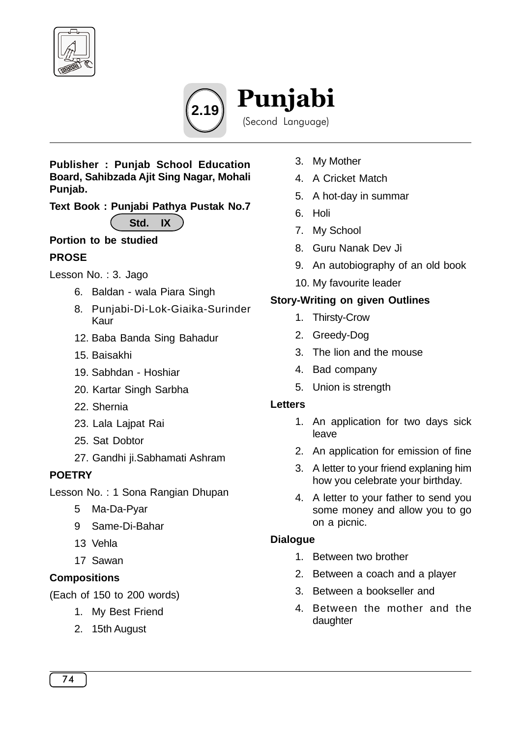# 2.19 Punjabi

(Second Language)

**Publisher : Punjab School Education Board, Sahibzada Ajit Sing Nagar, Mohali Punjab.**

**Text Book : Punjabi Pathya Pustak No.7**

**Std. IX**

**Portion to be studied**

**PROSE**

Lesson No. : 3. Jago

6. Baldan - wala Piara Singh
8. Punjabi-Di-Lok-Giaika-Surinder Kaur
12. Baba Banda Sing Bahadur
15. Baisakhi
19. Sabhdan - Hoshiar
20. Kartar Singh Sarbha
22. Shernia
23. Lala Lajpat Rai
25. Sat Dobtor
27. Gandhi ji.Sabhamati Ashram

**POETRY**

Lesson No. : 1 Sona Rangian Dhupan

5 Ma-Da-Pyar

9 Same-Di-Bahar

13 Vehla

17 Sawan

**Compositions**

(Each of 150 to 200 words)

1. My Best Friend
2. 15th August
3. My Mother
4. A Cricket Match
5. A hot-day in summar
6. Holi
7. My School
8. Guru Nanak Dev Ji
9. An autobiography of an old book
10. My favourite leader

**Story-Writing on given Outlines**

1. Thirsty-Crow
2. Greedy-Dog
3. The lion and the mouse
4. Bad company
5. Union is strength

**Letters**

1. An application for two days sick leave
2. An application for emission of fine
3. A letter to your friend explaning him how you celebrate your birthday.
4. A letter to your father to send you some money and allow you to go on a picnic.

**Dialogue**

1. Between two brother
2. Between a coach and a player
3. Between a bookseller and
4. Between the mother and the daughter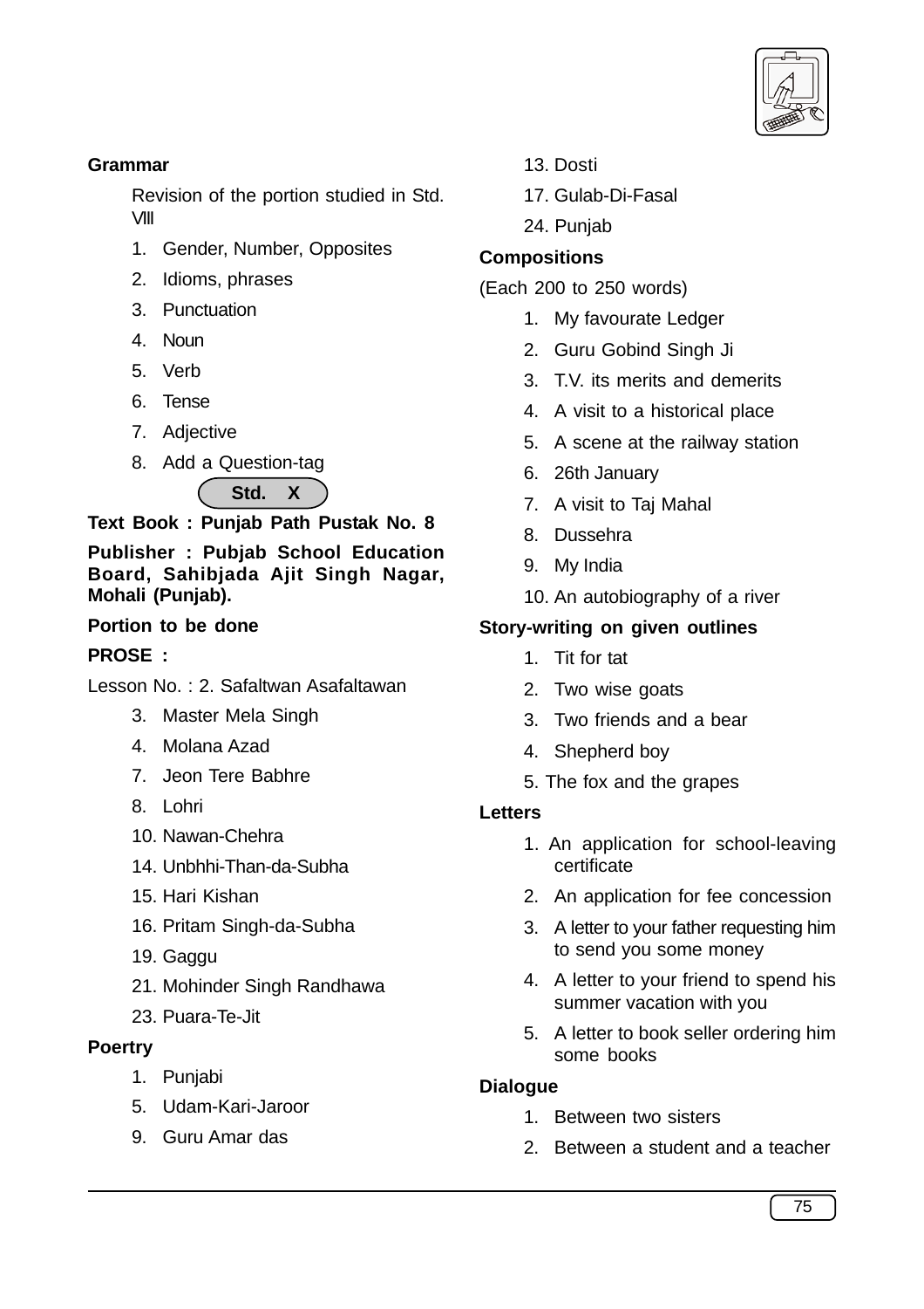**Grammar**

Revision of the portion studied in Std. VIII

1. Gender, Number, Opposites
2. Idioms, phrases
3. Punctuation
4. Noun
5. Verb
6. Tense
7. Adjective
8. Add a Question-tag

## Std. X

**Text Book : Punjab Path Pustak No. 8**

**Publisher : Pubjab School Education Board, Sahibjada Ajit Singh Nagar, Mohali (Punjab).**

**Portion to be done**

**PROSE :**

Lesson No. : 2. Safaltwan Asafaltawan

3. Master Mela Singh
4. Molana Azad
7. Jeon Tere Babhre
8. Lohri
10. Nawan-Chehra
14. Unbhhi-Than-da-Subha
15. Hari Kishan
16. Pritam Singh-da-Subha
19. Gaggu
21. Mohinder Singh Randhawa
23. Puara-Te-Jit

**Poertry**

1. Punjabi
5. Udam-Kari-Jaroor
9. Guru Amar das
13. Dosti
17. Gulab-Di-Fasal
24. Punjab

**Compositions**

(Each 200 to 250 words)

1. My favourate Ledger
2. Guru Gobind Singh Ji
3. T.V. its merits and demerits
4. A visit to a historical place
5. A scene at the railway station
6. 26th January
7. A visit to Taj Mahal
8. Dussehra
9. My India
10. An autobiography of a river

**Story-writing on given outlines**

1. Tit for tat
2. Two wise goats
3. Two friends and a bear
4. Shepherd boy
5. The fox and the grapes

**Letters**

1. An application for school-leaving certificate
2. An application for fee concession
3. A letter to your father requesting him to send you some money
4. A letter to your friend to spend his summer vacation with you
5. A letter to book seller ordering him some books

**Dialogue**

1. Between two sisters
2. Between a student and a teacher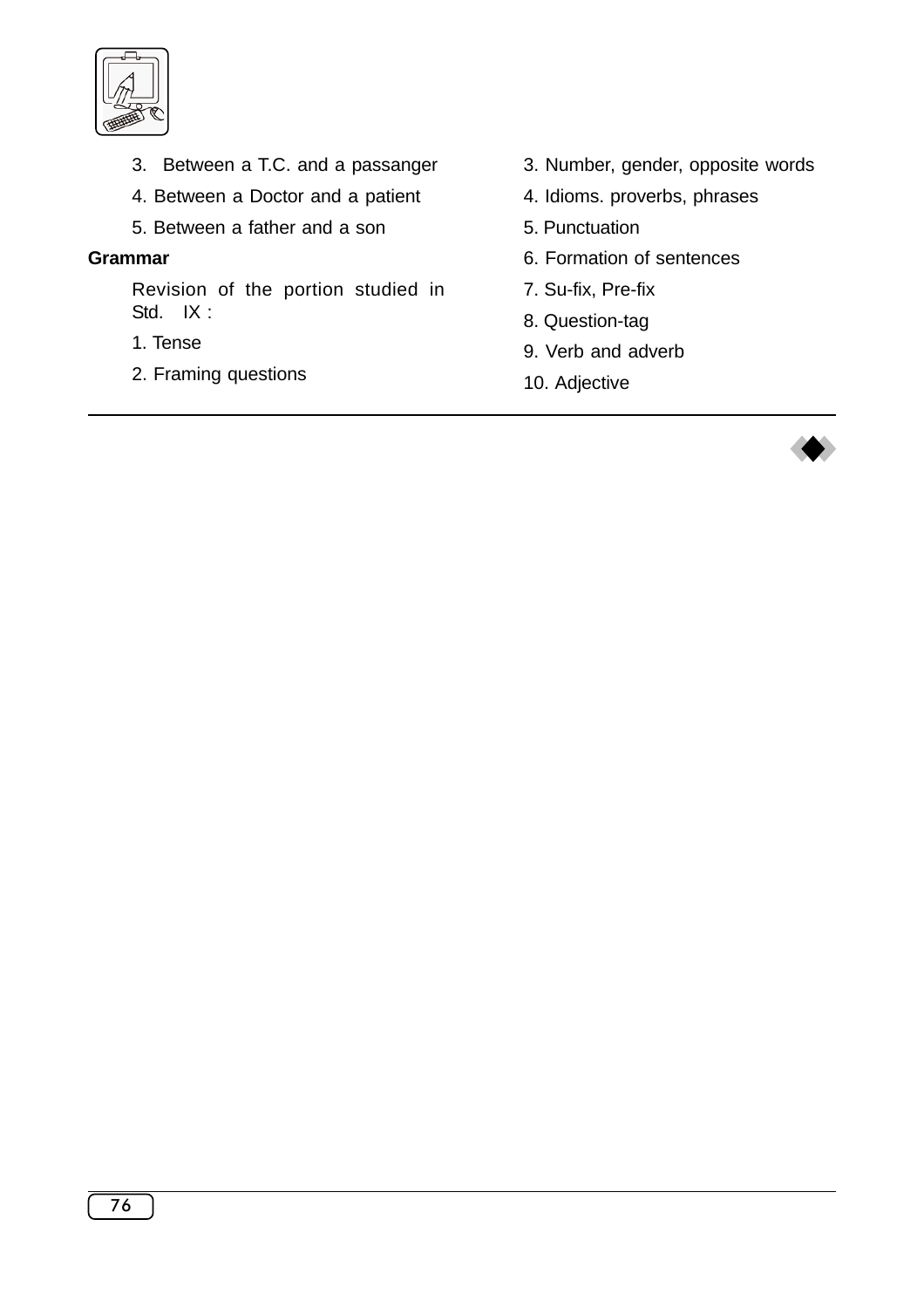3. Between a T.C. and a passanger

4. Between a Doctor and a patient

5. Between a father and a son

**Grammar**

Revision of the portion studied in Std. IX :

1. Tense

2. Framing questions

3. Number, gender, opposite words

4. Idioms. proverbs, phrases

5. Punctuation

6. Formation of sentences

7. Su-fix, Pre-fix

8. Question-tag

9. Verb and adverb

10. Adjective